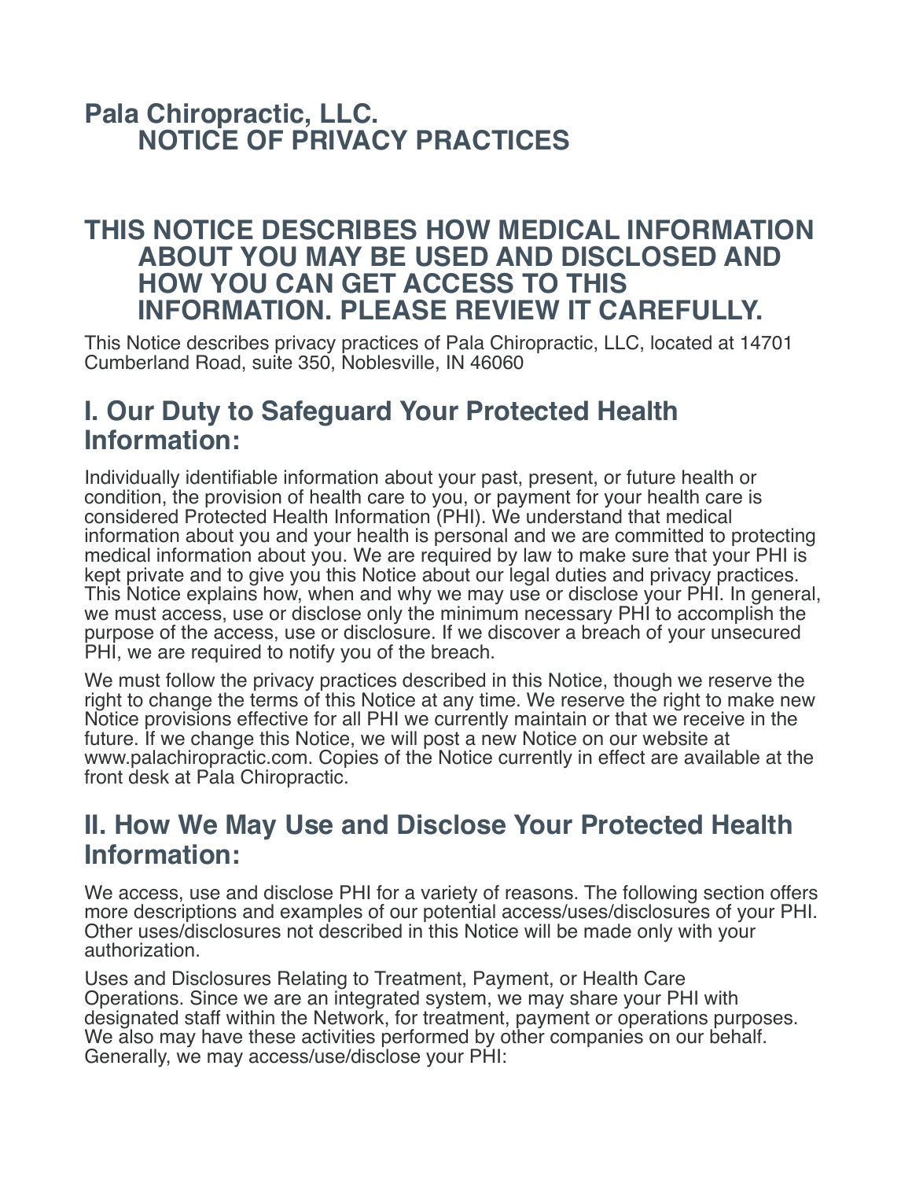# Pala Chiropractic, LLC.
# NOTICE OF PRIVACY PRACTICES

## THIS NOTICE DESCRIBES HOW MEDICAL INFORMATION ABOUT YOU MAY BE USED AND DISCLOSED AND HOW YOU CAN GET ACCESS TO THIS INFORMATION. PLEASE REVIEW IT CAREFULLY.

This Notice describes privacy practices of Pala Chiropractic, LLC, located at 14701 Cumberland Road, suite 350, Noblesville, IN 46060

## I. Our Duty to Safeguard Your Protected Health Information:

Individually identifiable information about your past, present, or future health or condition, the provision of health care to you, or payment for your health care is considered Protected Health Information (PHI). We understand that medical information about you and your health is personal and we are committed to protecting medical information about you. We are required by law to make sure that your PHI is kept private and to give you this Notice about our legal duties and privacy practices. This Notice explains how, when and why we may use or disclose your PHI. In general, we must access, use or disclose only the minimum necessary PHI to accomplish the purpose of the access, use or disclosure. If we discover a breach of your unsecured PHI, we are required to notify you of the breach.

We must follow the privacy practices described in this Notice, though we reserve the right to change the terms of this Notice at any time. We reserve the right to make new Notice provisions effective for all PHI we currently maintain or that we receive in the future. If we change this Notice, we will post a new Notice on our website at www.palachiropractic.com. Copies of the Notice currently in effect are available at the front desk at Pala Chiropractic.

## II. How We May Use and Disclose Your Protected Health Information:

We access, use and disclose PHI for a variety of reasons. The following section offers more descriptions and examples of our potential access/uses/disclosures of your PHI. Other uses/disclosures not described in this Notice will be made only with your authorization.

Uses and Disclosures Relating to Treatment, Payment, or Health Care Operations. Since we are an integrated system, we may share your PHI with designated staff within the Network, for treatment, payment or operations purposes. We also may have these activities performed by other companies on our behalf. Generally, we may access/use/disclose your PHI: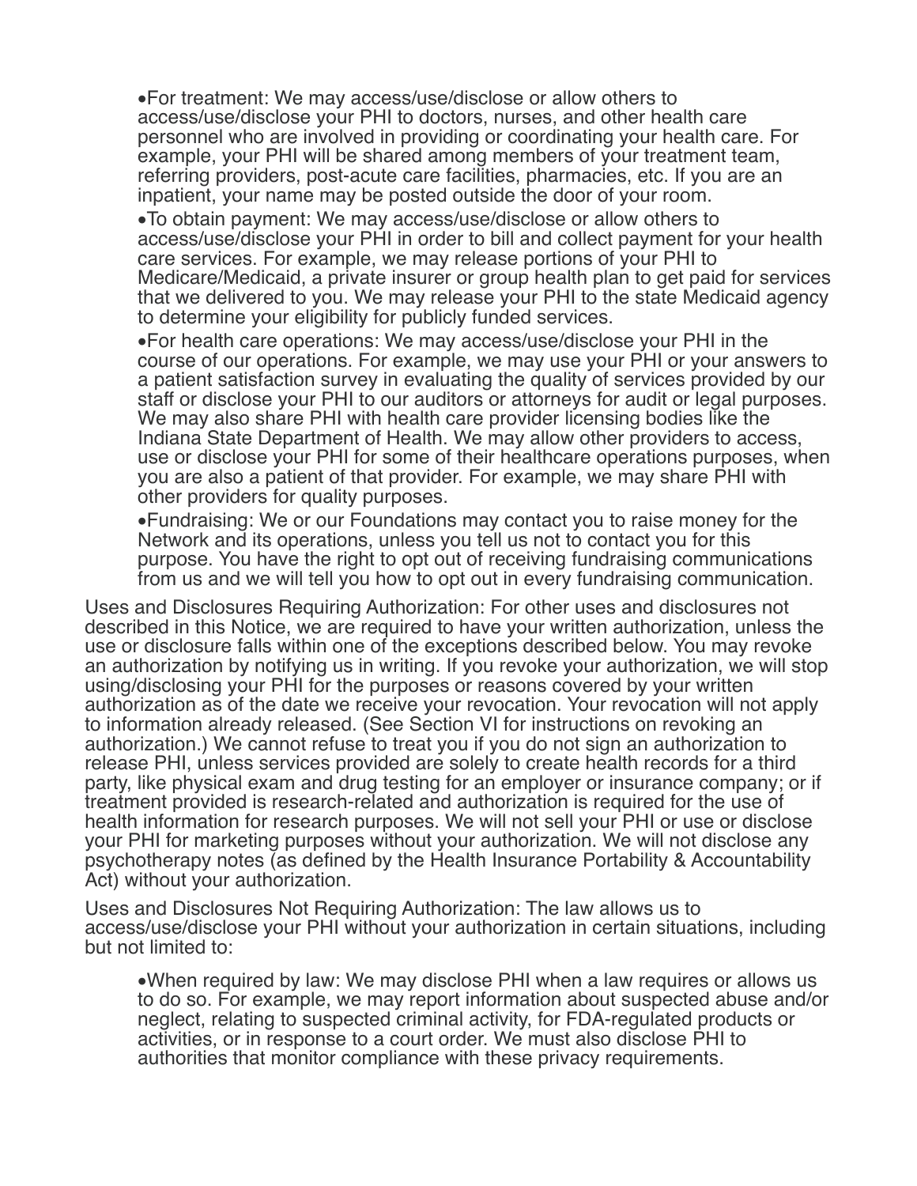- For treatment: We may access/use/disclose or allow others to access/use/disclose your PHI to doctors, nurses, and other health care personnel who are involved in providing or coordinating your health care. For example, your PHI will be shared among members of your treatment team, referring providers, post-acute care facilities, pharmacies, etc. If you are an inpatient, your name may be posted outside the door of your room.
- To obtain payment: We may access/use/disclose or allow others to access/use/disclose your PHI in order to bill and collect payment for your health care services. For example, we may release portions of your PHI to Medicare/Medicaid, a private insurer or group health plan to get paid for services that we delivered to you. We may release your PHI to the state Medicaid agency to determine your eligibility for publicly funded services.
- For health care operations: We may access/use/disclose your PHI in the course of our operations. For example, we may use your PHI or your answers to a patient satisfaction survey in evaluating the quality of services provided by our staff or disclose your PHI to our auditors or attorneys for audit or legal purposes. We may also share PHI with health care provider licensing bodies like the Indiana State Department of Health. We may allow other providers to access, use or disclose your PHI for some of their healthcare operations purposes, when you are also a patient of that provider. For example, we may share PHI with other providers for quality purposes.
- Fundraising: We or our Foundations may contact you to raise money for the Network and its operations, unless you tell us not to contact you for this purpose. You have the right to opt out of receiving fundraising communications from us and we will tell you how to opt out in every fundraising communication.

Uses and Disclosures Requiring Authorization: For other uses and disclosures not described in this Notice, we are required to have your written authorization, unless the use or disclosure falls within one of the exceptions described below. You may revoke an authorization by notifying us in writing. If you revoke your authorization, we will stop using/disclosing your PHI for the purposes or reasons covered by your written authorization as of the date we receive your revocation. Your revocation will not apply to information already released. (See Section VI for instructions on revoking an authorization.) We cannot refuse to treat you if you do not sign an authorization to release PHI, unless services provided are solely to create health records for a third party, like physical exam and drug testing for an employer or insurance company; or if treatment provided is research-related and authorization is required for the use of health information for research purposes. We will not sell your PHI or use or disclose your PHI for marketing purposes without your authorization. We will not disclose any psychotherapy notes (as defined by the Health Insurance Portability & Accountability Act) without your authorization.

Uses and Disclosures Not Requiring Authorization: The law allows us to access/use/disclose your PHI without your authorization in certain situations, including but not limited to:

- When required by law: We may disclose PHI when a law requires or allows us to do so. For example, we may report information about suspected abuse and/or neglect, relating to suspected criminal activity, for FDA-regulated products or activities, or in response to a court order. We must also disclose PHI to authorities that monitor compliance with these privacy requirements.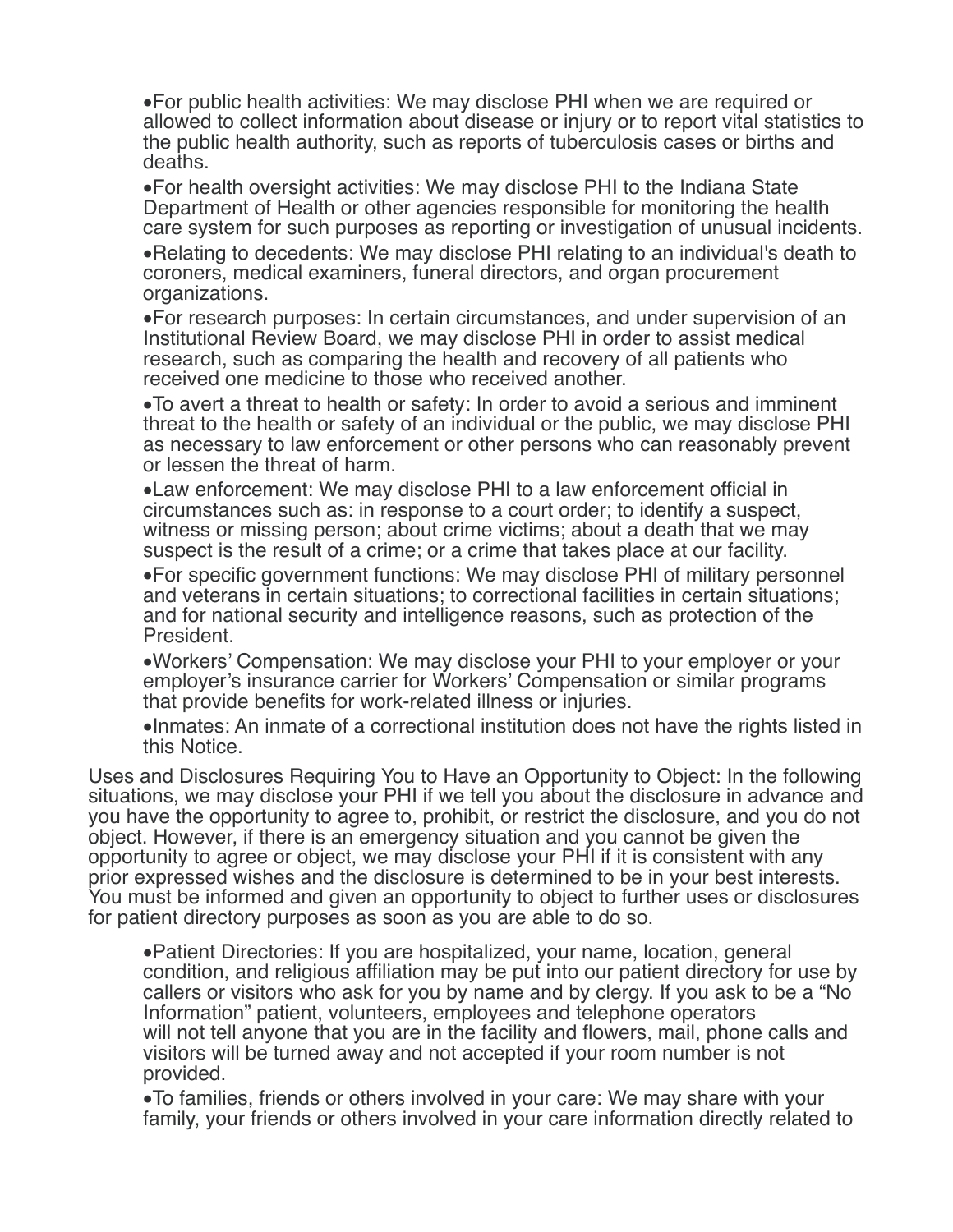- For public health activities: We may disclose PHI when we are required or allowed to collect information about disease or injury or to report vital statistics to the public health authority, such as reports of tuberculosis cases or births and deaths.
- For health oversight activities: We may disclose PHI to the Indiana State Department of Health or other agencies responsible for monitoring the health care system for such purposes as reporting or investigation of unusual incidents.
- Relating to decedents: We may disclose PHI relating to an individual's death to coroners, medical examiners, funeral directors, and organ procurement organizations.
- For research purposes: In certain circumstances, and under supervision of an Institutional Review Board, we may disclose PHI in order to assist medical research, such as comparing the health and recovery of all patients who received one medicine to those who received another.
- To avert a threat to health or safety: In order to avoid a serious and imminent threat to the health or safety of an individual or the public, we may disclose PHI as necessary to law enforcement or other persons who can reasonably prevent or lessen the threat of harm.
- Law enforcement: We may disclose PHI to a law enforcement official in circumstances such as: in response to a court order; to identify a suspect, witness or missing person; about crime victims; about a death that we may suspect is the result of a crime; or a crime that takes place at our facility.
- For specific government functions: We may disclose PHI of military personnel and veterans in certain situations; to correctional facilities in certain situations; and for national security and intelligence reasons, such as protection of the President.
- Workers' Compensation: We may disclose your PHI to your employer or your employer's insurance carrier for Workers' Compensation or similar programs that provide benefits for work-related illness or injuries.
- Inmates: An inmate of a correctional institution does not have the rights listed in this Notice.

Uses and Disclosures Requiring You to Have an Opportunity to Object: In the following situations, we may disclose your PHI if we tell you about the disclosure in advance and you have the opportunity to agree to, prohibit, or restrict the disclosure, and you do not object. However, if there is an emergency situation and you cannot be given the opportunity to agree or object, we may disclose your PHI if it is consistent with any prior expressed wishes and the disclosure is determined to be in your best interests. You must be informed and given an opportunity to object to further uses or disclosures for patient directory purposes as soon as you are able to do so.

- Patient Directories: If you are hospitalized, your name, location, general condition, and religious affiliation may be put into our patient directory for use by callers or visitors who ask for you by name and by clergy. If you ask to be a "No Information" patient, volunteers, employees and telephone operators will not tell anyone that you are in the facility and flowers, mail, phone calls and visitors will be turned away and not accepted if your room number is not provided.
- To families, friends or others involved in your care: We may share with your family, your friends or others involved in your care information directly related to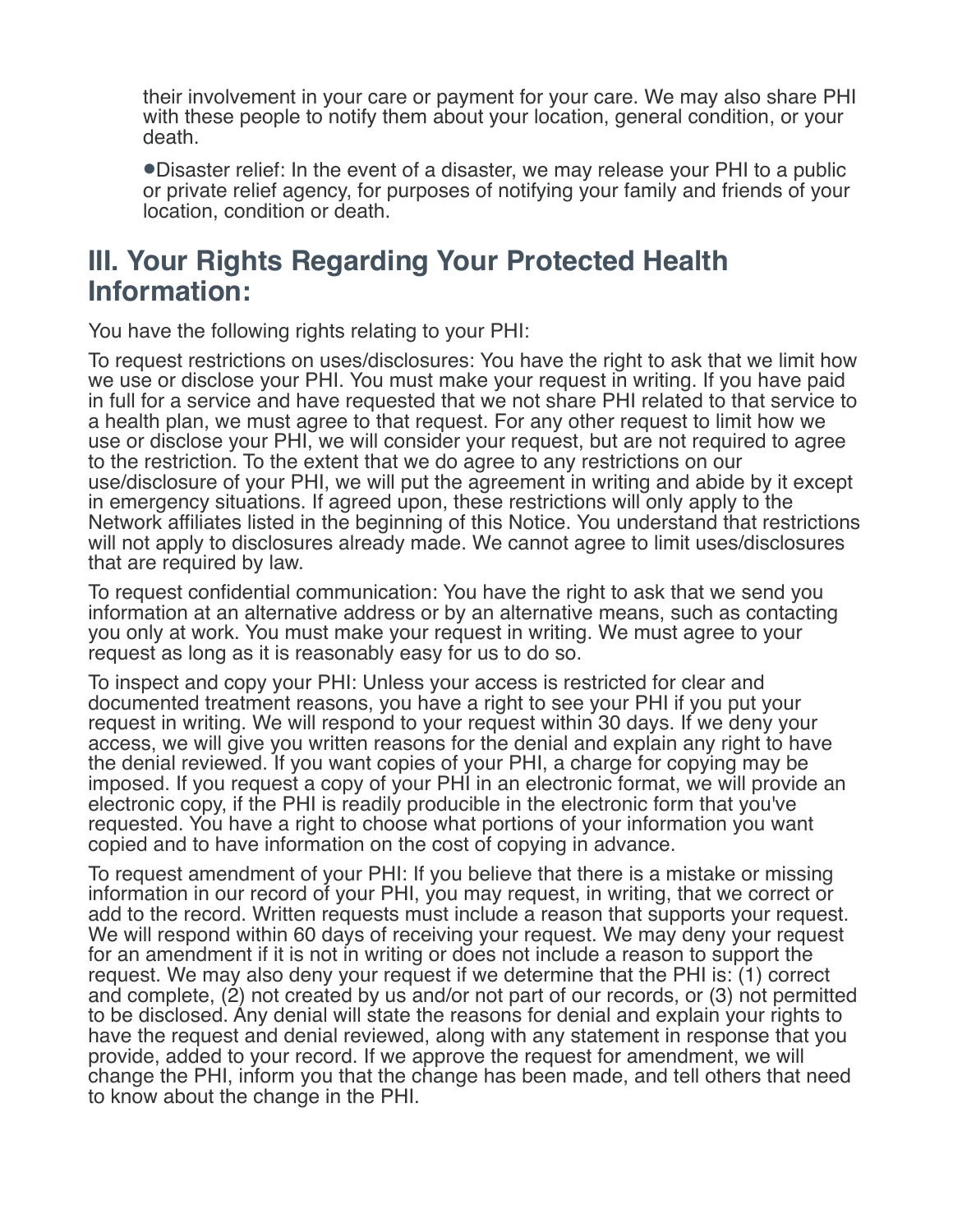their involvement in your care or payment for your care. We may also share PHI with these people to notify them about your location, general condition, or your death.

- Disaster relief: In the event of a disaster, we may release your PHI to a public or private relief agency, for purposes of notifying your family and friends of your location, condition or death.

## III. Your Rights Regarding Your Protected Health Information:

You have the following rights relating to your PHI:

To request restrictions on uses/disclosures: You have the right to ask that we limit how we use or disclose your PHI. You must make your request in writing. If you have paid in full for a service and have requested that we not share PHI related to that service to a health plan, we must agree to that request. For any other request to limit how we use or disclose your PHI, we will consider your request, but are not required to agree to the restriction. To the extent that we do agree to any restrictions on our use/disclosure of your PHI, we will put the agreement in writing and abide by it except in emergency situations. If agreed upon, these restrictions will only apply to the Network affiliates listed in the beginning of this Notice. You understand that restrictions will not apply to disclosures already made. We cannot agree to limit uses/disclosures that are required by law.

To request confidential communication: You have the right to ask that we send you information at an alternative address or by an alternative means, such as contacting you only at work. You must make your request in writing. We must agree to your request as long as it is reasonably easy for us to do so.

To inspect and copy your PHI: Unless your access is restricted for clear and documented treatment reasons, you have a right to see your PHI if you put your request in writing. We will respond to your request within 30 days. If we deny your access, we will give you written reasons for the denial and explain any right to have the denial reviewed. If you want copies of your PHI, a charge for copying may be imposed. If you request a copy of your PHI in an electronic format, we will provide an electronic copy, if the PHI is readily producible in the electronic form that you've requested. You have a right to choose what portions of your information you want copied and to have information on the cost of copying in advance.

To request amendment of your PHI: If you believe that there is a mistake or missing information in our record of your PHI, you may request, in writing, that we correct or add to the record. Written requests must include a reason that supports your request. We will respond within 60 days of receiving your request. We may deny your request for an amendment if it is not in writing or does not include a reason to support the request. We may also deny your request if we determine that the PHI is: (1) correct and complete, (2) not created by us and/or not part of our records, or (3) not permitted to be disclosed. Any denial will state the reasons for denial and explain your rights to have the request and denial reviewed, along with any statement in response that you provide, added to your record. If we approve the request for amendment, we will change the PHI, inform you that the change has been made, and tell others that need to know about the change in the PHI.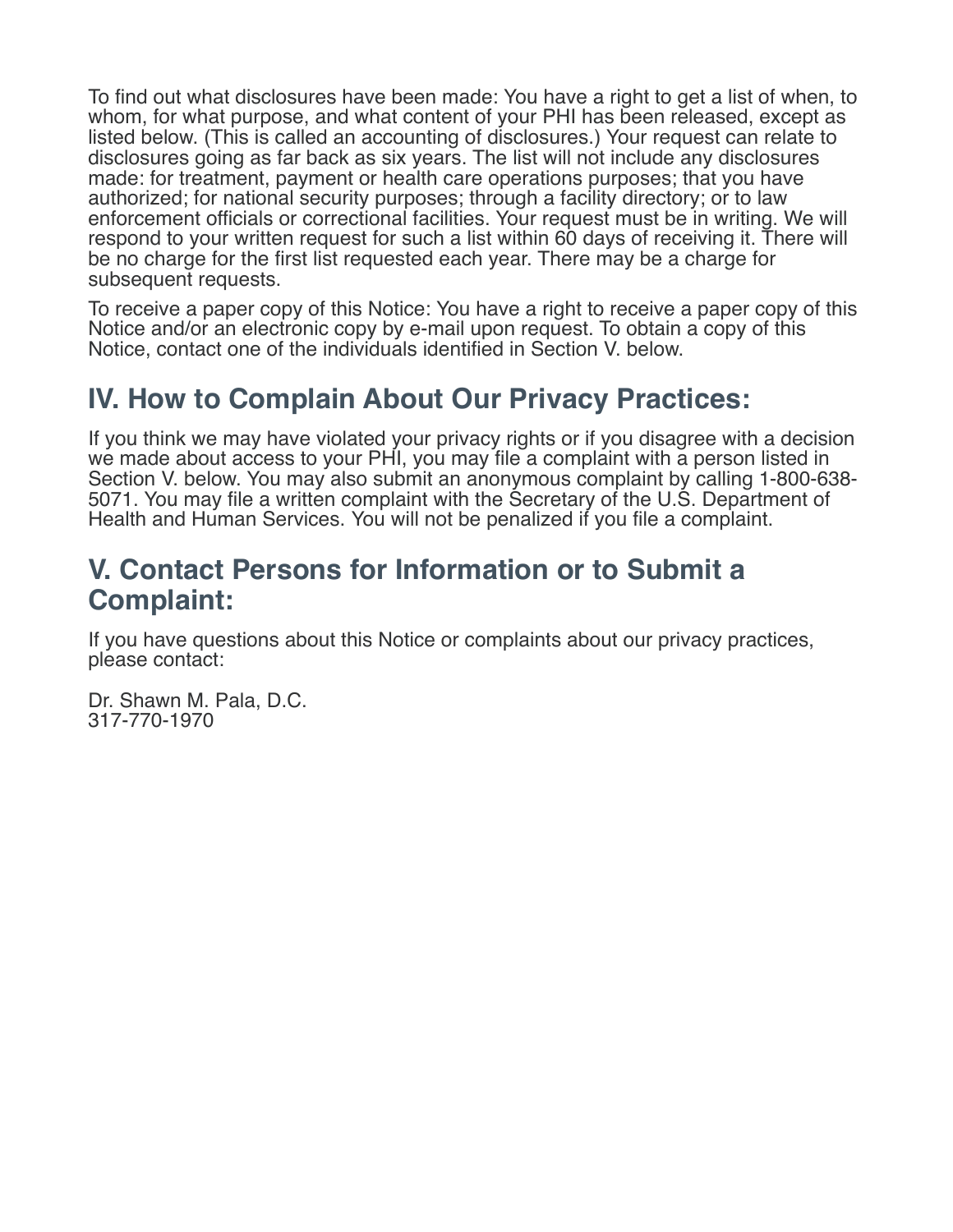To find out what disclosures have been made: You have a right to get a list of when, to whom, for what purpose, and what content of your PHI has been released, except as listed below. (This is called an accounting of disclosures.) Your request can relate to disclosures going as far back as six years. The list will not include any disclosures made: for treatment, payment or health care operations purposes; that you have authorized; for national security purposes; through a facility directory; or to law enforcement officials or correctional facilities. Your request must be in writing. We will respond to your written request for such a list within 60 days of receiving it. There will be no charge for the first list requested each year. There may be a charge for subsequent requests.

To receive a paper copy of this Notice: You have a right to receive a paper copy of this Notice and/or an electronic copy by e-mail upon request. To obtain a copy of this Notice, contact one of the individuals identified in Section V. below.

## IV. How to Complain About Our Privacy Practices:

If you think we may have violated your privacy rights or if you disagree with a decision we made about access to your PHI, you may file a complaint with a person listed in Section V. below. You may also submit an anonymous complaint by calling 1-800-638-5071. You may file a written complaint with the Secretary of the U.S. Department of Health and Human Services. You will not be penalized if you file a complaint.

## V. Contact Persons for Information or to Submit a Complaint:

If you have questions about this Notice or complaints about our privacy practices, please contact:

Dr. Shawn M. Pala, D.C.
317-770-1970